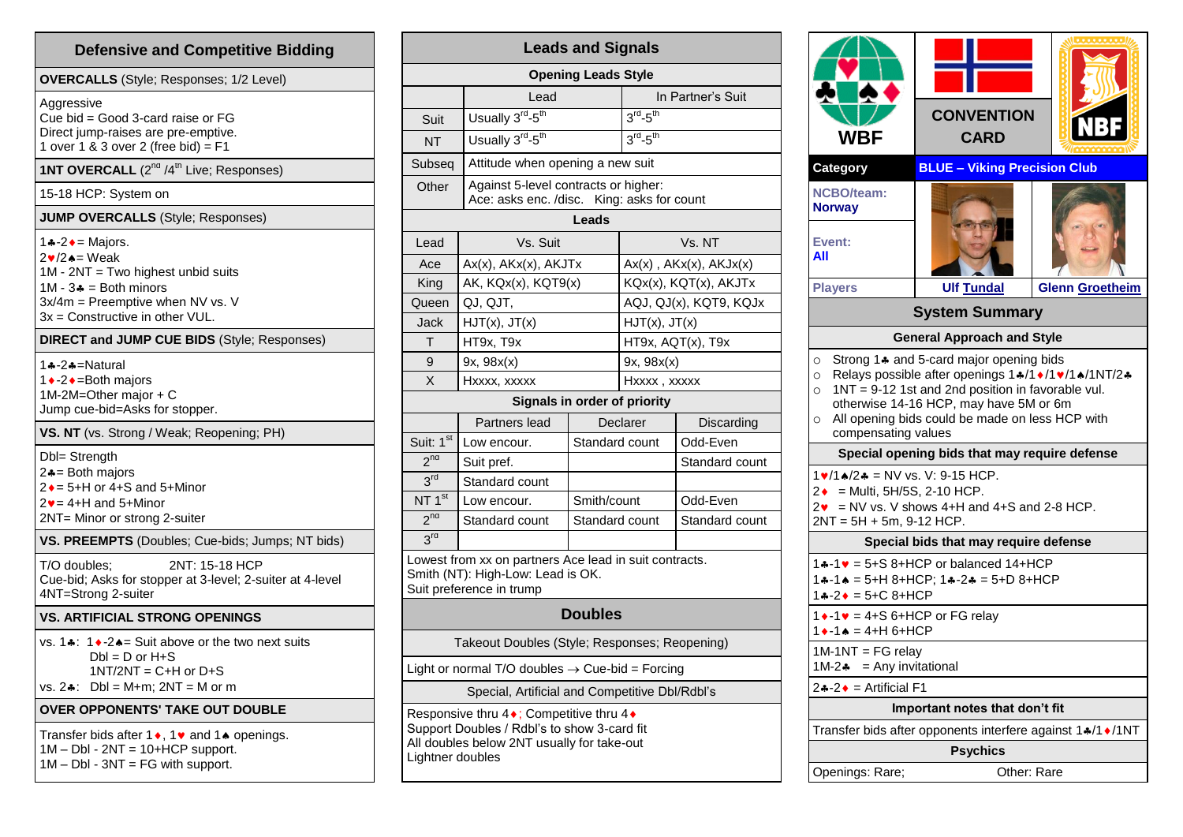## Defensive and Competitive Bidding

**OVERCALLS** (Style; Responses; 1/2 Level)

Aggressive
Cue bid = Good 3-card raise or FG
Direct jump-raises are pre-emptive.
1 over 1 & 3 over 2 (free bid) = F1

**1NT OVERCALL** (2nd /4th Live; Responses)

15-18 HCP: System on

**JUMP OVERCALLS** (Style; Responses)

1♣-2♦ = Majors.
2♥/2♠ = Weak
1M - 2NT = Two highest unbid suits
1M - 3♣ = Both minors
3x/4m = Preemptive when NV vs. V
3x = Constructive in other VUL.

**DIRECT and JUMP CUE BIDS** (Style; Responses)

1♣-2♣=Natural
1♦-2♦=Both majors
1M-2M=Other major + C
Jump cue-bid=Asks for stopper.

**VS. NT** (vs. Strong / Weak; Reopening; PH)

Dbl= Strength
2♣= Both majors
2♦= 5+H or 4+S and 5+Minor
2♥= 4+H and 5+Minor
2NT= Minor or strong 2-suiter

**VS. PREEMPTS** (Doubles; Cue-bids; Jumps; NT bids)

T/O doubles; 2NT: 15-18 HCP
Cue-bid; Asks for stopper at 3-level; 2-suiter at 4-level
4NT=Strong 2-suiter

**VS. ARTIFICIAL STRONG OPENINGS**

vs. 1♣: 1♦-2♠= Suit above or the two next suits
Dbl = D or H+S
1NT/2NT = C+H or D+S
vs. 2♣: Dbl = M+m; 2NT = M or m

**OVER OPPONENTS' TAKE OUT DOUBLE**

Transfer bids after 1♦, 1♥ and 1♠ openings.
1M – Dbl - 2NT = 10+HCP support.
1M – Dbl - 3NT = FG with support.

## Leads and Signals

**Opening Leads Style**

| | Lead | In Partner's Suit |
|---|---|---|
| Suit | Usually 3rd-5th | 3rd-5th |
| NT | Usually 3rd-5th | 3rd-5th |
| Subseq | Attitude when opening a new suit | |
| Other | Against 5-level contracts or higher: Ace: asks enc. /disc. King: asks for count | |

**Leads**

| Lead | Vs. Suit | Vs. NT |
|---|---|---|
| Ace | Ax(x), AKx(x), AKJTx | Ax(x) , AKx(x), AKJx(x) |
| King | AK, KQx(x), KQT9(x) | KQx(x), KQT(x), AKJTx |
| Queen | QJ, QJT, | AQJ, QJ(x), KQT9, KQJx |
| Jack | HJT(x), JT(x) | HJT(x), JT(x) |
| T | HT9x, T9x | HT9x, AQT(x), T9x |
| 9 | 9x, 98x(x) | 9x, 98x(x) |
| X | Hxxxx, xxxxx | Hxxxx , xxxxx |

**Signals in order of priority**

| | Partners lead | Declarer | Discarding |
|---|---|---|---|
| Suit: 1st | Low encour. | Standard count | Odd-Even |
| 2nd | Suit pref. | | Standard count |
| 3rd | Standard count | | |
| NT 1st | Low encour. | Smith/count | Odd-Even |
| 2nd | Standard count | Standard count | Standard count |
| 3rd | | | |

Lowest from xx on partners Ace lead in suit contracts.
Smith (NT): High-Low: Lead is OK.
Suit preference in trump

### Doubles

**Takeout Doubles** (Style; Responses; Reopening)

Light or normal T/O doubles → Cue-bid = Forcing

**Special, Artificial and Competitive Dbl/Rdbl's**

Responsive thru 4♦; Competitive thru 4♦
Support Doubles / Rdbl's to show 3-card fit
All doubles below 2NT usually for take-out
Lightner doubles

## WBF CONVENTION CARD — NBF

| | | |
|---|---|---|
| **Category** | **BLUE – Viking Precision Club** | |
| **NCBO/team:** Norway | | |
| **Event:** All | | |
| **Players** | Ulf Tundal | Glenn Groetheim |

### System Summary

**General Approach and Style**

- Strong 1♣ and 5-card major opening bids
- Relays possible after openings 1♣/1♦/1♥/1♠/1NT/2♣
- 1NT = 9-12 1st and 2nd position in favorable vul. otherwise 14-16 HCP, may have 5M or 6m
- All opening bids could be made on less HCP with compensating values

**Special opening bids that may require defense**

1♥/1♠/2♣ = NV vs. V: 9-15 HCP.
2♦ = Multi, 5H/5S, 2-10 HCP.
2♥ = NV vs. V shows 4+H and 4+S and 2-8 HCP.
2NT = 5H + 5m, 9-12 HCP.

**Special bids that may require defense**

1♣-1♥ = 5+S 8+HCP or balanced 14+HCP
1♣-1♠ = 5+H 8+HCP; 1♣-2♣ = 5+D 8+HCP
1♣-2♦ = 5+C 8+HCP

1♦-1♥ = 4+S 6+HCP or FG relay
1♦-1♠ = 4+H 6+HCP

1M-1NT = FG relay
1M-2♣ = Any invitational

2♣-2♦ = Artificial F1

**Important notes that don't fit**

Transfer bids after opponents interfere against 1♣/1♦/1NT

**Psychics**

Openings: Rare; Other: Rare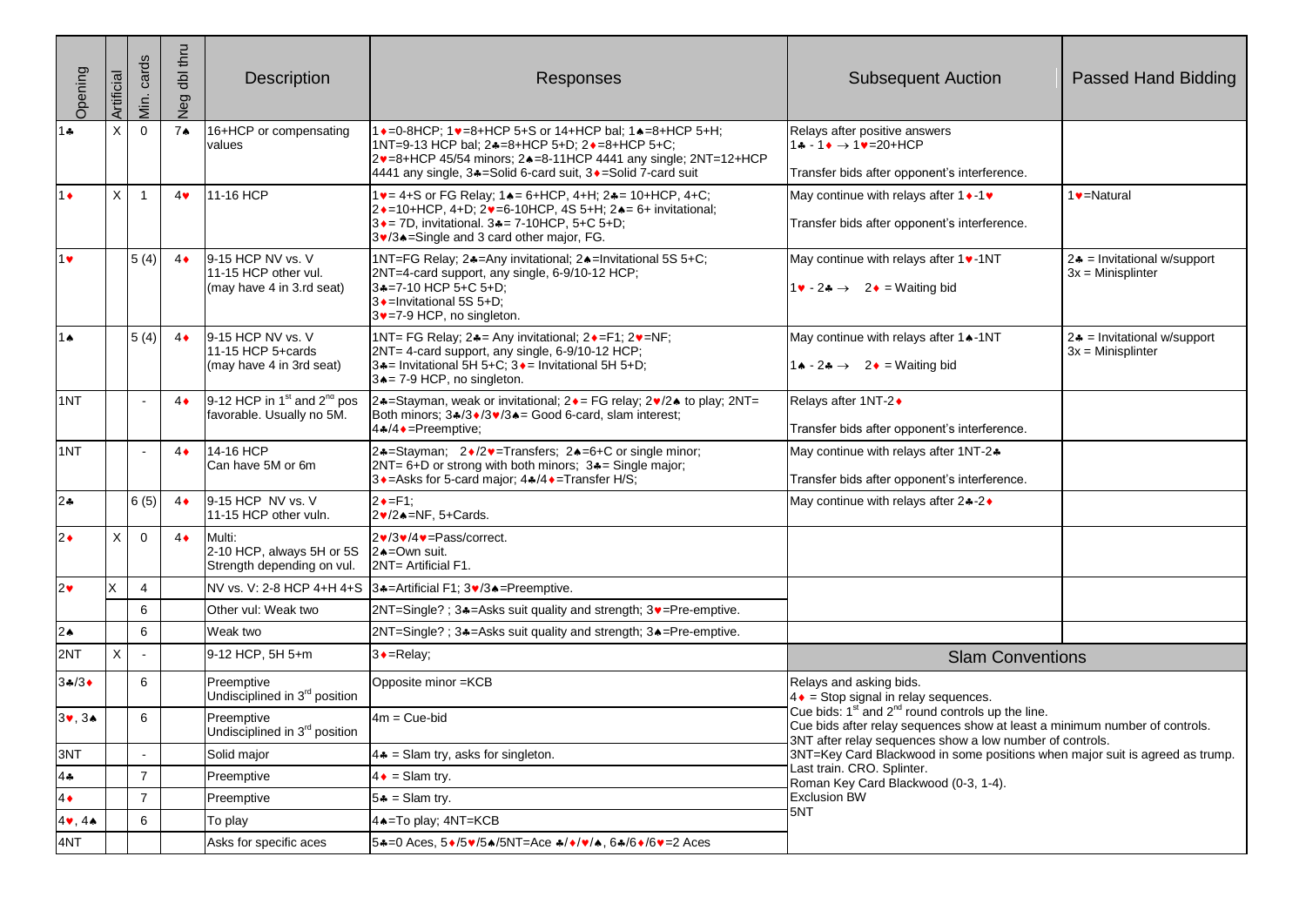| Opening | Artificial | Min. cards | Neg dbl thru | Description | Responses | Subsequent Auction | Passed Hand Bidding |
|---|---|---|---|---|---|---|---|
| 1♣ | X | 0 | 7♠ | 16+HCP or compensating values | 1♦=0-8HCP; 1♥=8+HCP 5+S or 14+HCP bal; 1♠=8+HCP 5+H; 1NT=9-13 HCP bal; 2♣=8+HCP 5+D; 2♦=8+HCP 5+C; 2♥=8+HCP 45/54 minors; 2♠=8-11HCP 4441 any single; 2NT=12+HCP 4441 any single, 3♣=Solid 6-card suit, 3♦=Solid 7-card suit | Relays after positive answers<br>1♣ - 1♦ → 1♥=20+HCP<br><br>Transfer bids after opponent's interference. | |
| 1♦ | X | 1 | 4♥ | 11-16 HCP | 1♥= 4+S or FG Relay; 1♠= 6+HCP, 4+H; 2♣= 10+HCP, 4+C; 2♦=10+HCP, 4+D; 2♥=6-10HCP, 4S 5+H; 2♠= 6+ invitational; 3♦= 7D, invitational. 3♣= 7-10HCP, 5+C 5+D; 3♥/3♠=Single and 3 card other major, FG. | May continue with relays after 1♦-1♥<br><br>Transfer bids after opponent's interference. | 1♥=Natural |
| 1♥ | | 5 (4) | 4♦ | 9-15 HCP NV vs. V<br>11-15 HCP other vul.<br>(may have 4 in 3.rd seat) | 1NT=FG Relay; 2♣=Any invitational; 2♠=Invitational 5S 5+C; 2NT=4-card support, any single, 6-9/10-12 HCP; 3♣=7-10 HCP 5+C 5+D; 3♦=Invitational 5S 5+D; 3♥=7-9 HCP, no singleton. | May continue with relays after 1♥-1NT<br><br>1♥ - 2♣ → 2♦ = Waiting bid | 2♣ = Invitational w/support<br>3x = Minisplinter |
| 1♠ | | 5 (4) | 4♦ | 9-15 HCP NV vs. V<br>11-15 HCP 5+cards<br>(may have 4 in 3rd seat) | 1NT= FG Relay; 2♣= Any invitational; 2♦=F1; 2♥=NF; 2NT= 4-card support, any single, 6-9/10-12 HCP; 3♣= Invitational 5H 5+C; 3♦= Invitational 5H 5+D; 3♠= 7-9 HCP, no singleton. | May continue with relays after 1♠-1NT<br><br>1♠ - 2♣ → 2♦ = Waiting bid | 2♣ = Invitational w/support<br>3x = Minisplinter |
| 1NT | | - | 4♦ | 9-12 HCP in 1st and 2nd pos favorable. Usually no 5M. | 2♣=Stayman, weak or invitational; 2♦= FG relay; 2♥/2♠ to play; 2NT= Both minors; 3♣/3♦/3♥/3♠= Good 6-card, slam interest; 4♣/4♦=Preemptive; | Relays after 1NT-2♦<br><br>Transfer bids after opponent's interference. | |
| 1NT | | - | 4♦ | 14-16 HCP<br>Can have 5M or 6m | 2♣=Stayman; 2♦/2♥=Transfers; 2♠=6+C or single minor; 2NT= 6+D or strong with both minors; 3♣= Single major; 3♦=Asks for 5-card major; 4♣/4♦=Transfer H/S; | May continue with relays after 1NT-2♣<br><br>Transfer bids after opponent's interference. | |
| 2♣ | | 6 (5) | 4♦ | 9-15 HCP NV vs. V<br>11-15 HCP other vuln. | 2♦=F1;<br>2♥/2♠=NF, 5+Cards. | May continue with relays after 2♣-2♦ | |
| 2♦ | X | 0 | 4♦ | Multi:<br>2-10 HCP, always 5H or 5S<br>Strength depending on vul. | 2♥/3♥/4♥=Pass/correct.<br>2♠=Own suit.<br>2NT= Artificial F1. | | |
| 2♥ | X | 4 | | NV vs. V: 2-8 HCP 4+H 4+S | 3♣=Artificial F1; 3♥/3♠=Preemptive. | | |
| | | 6 | | Other vul: Weak two | 2NT=Single? ; 3♣=Asks suit quality and strength; 3♥=Pre-emptive. | | |
| 2♠ | | 6 | | Weak two | 2NT=Single? ; 3♣=Asks suit quality and strength; 3♠=Pre-emptive. | | |
| 2NT | X | - | | 9-12 HCP, 5H 5+m | 3♦=Relay; | **Slam Conventions** | |
| 3♣/3♦ | | 6 | | Preemptive<br>Undisciplined in 3rd position | Opposite minor =KCB | Relays and asking bids.<br>4♦ = Stop signal in relay sequences.<br>Cue bids: 1st and 2nd round controls up the line.<br>Cue bids after relay sequences show at least a minimum number of controls.<br>3NT after relay sequences show a low number of controls.<br>3NT=Key Card Blackwood in some positions when major suit is agreed as trump.<br>Last train. CRO. Splinter.<br>Roman Key Card Blackwood (0-3, 1-4).<br>Exclusion BW<br>5NT | |
| 3♥, 3♠ | | 6 | | Preemptive<br>Undisciplined in 3rd position | 4m = Cue-bid | | |
| 3NT | | - | | Solid major | 4♣ = Slam try, asks for singleton. | | |
| 4♣ | | 7 | | Preemptive | 4♦ = Slam try. | | |
| 4♦ | | 7 | | Preemptive | 5♣ = Slam try. | | |
| 4♥, 4♠ | | 6 | | To play | 4♠=To play; 4NT=KCB | | |
| 4NT | | | | Asks for specific aces | 5♣=0 Aces, 5♦/5♥/5♠/5NT=Ace ♣/♦/♥/♠, 6♣/6♦/6♥=2 Aces | | |